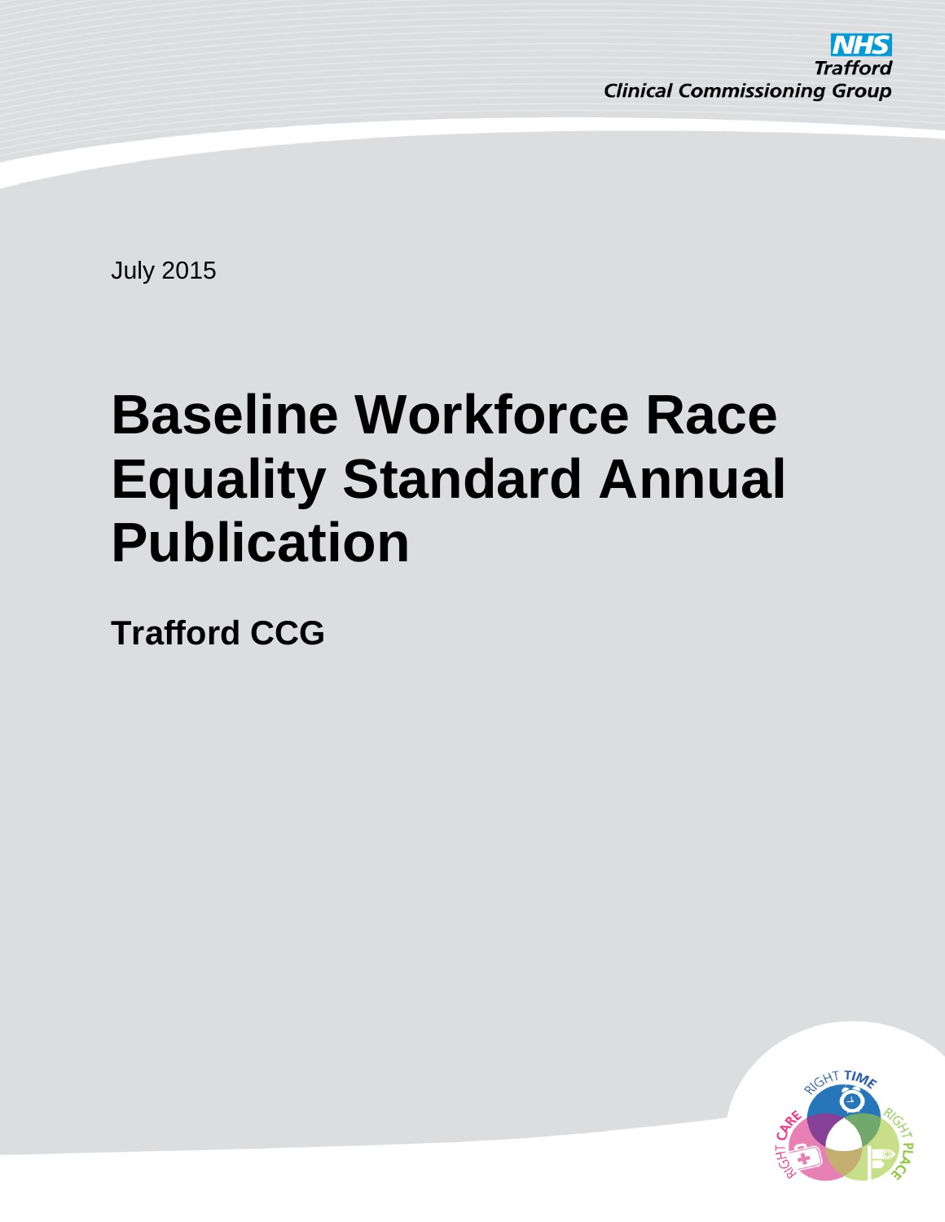NHS
Trafford
Clinical Commissioning Group

July 2015

# Baseline Workforce Race Equality Standard Annual Publication

## Trafford CCG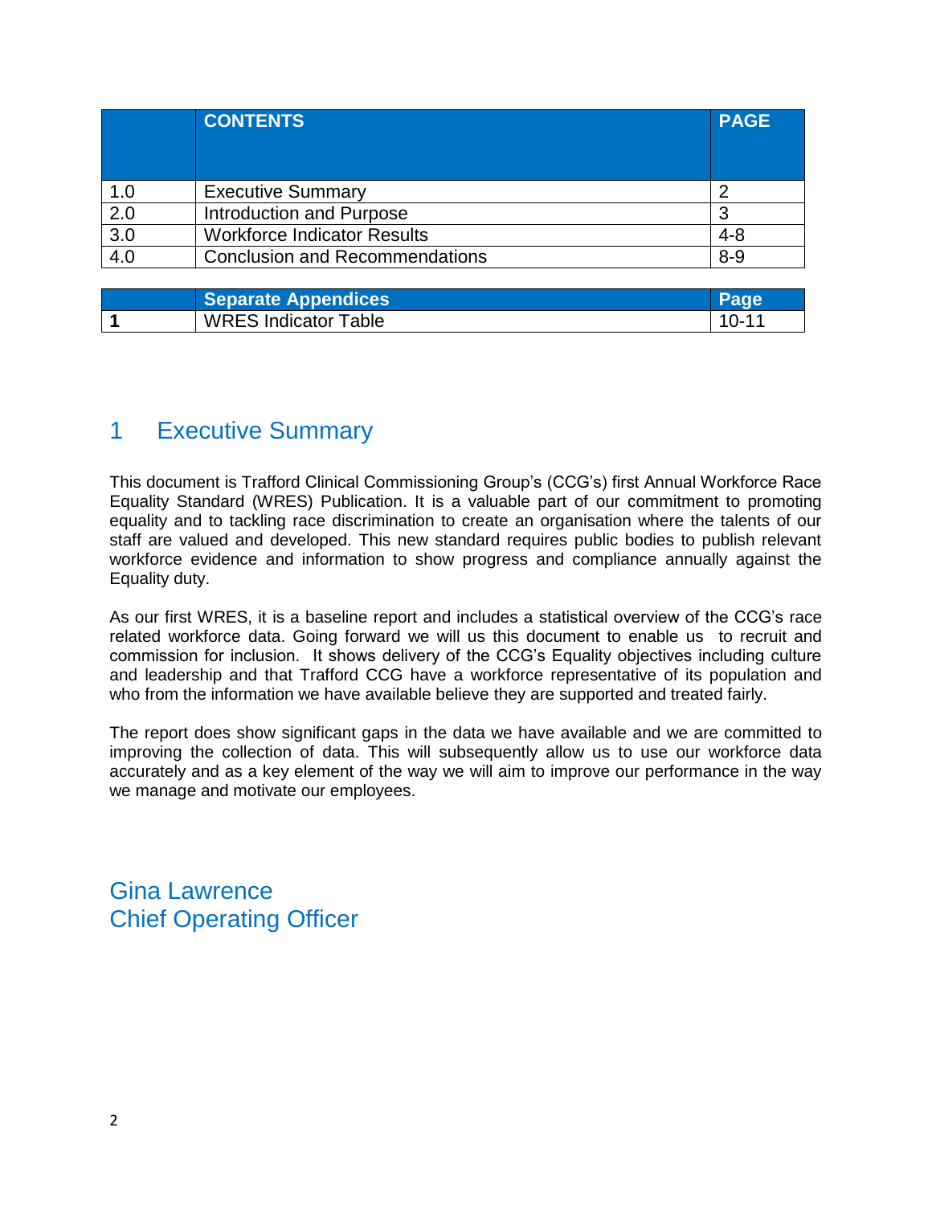|  | CONTENTS | PAGE |
|---|---|---|
| 1.0 | Executive Summary | 2 |
| 2.0 | Introduction and Purpose | 3 |
| 3.0 | Workforce Indicator Results | 4-8 |
| 4.0 | Conclusion and Recommendations | 8-9 |

|  | Separate Appendices | Page |
|---|---|---|
| **1** | WRES Indicator Table | 10-11 |

# 1 Executive Summary

This document is Trafford Clinical Commissioning Group's (CCG's) first Annual Workforce Race Equality Standard (WRES) Publication. It is a valuable part of our commitment to promoting equality and to tackling race discrimination to create an organisation where the talents of our staff are valued and developed. This new standard requires public bodies to publish relevant workforce evidence and information to show progress and compliance annually against the Equality duty.

As our first WRES, it is a baseline report and includes a statistical overview of the CCG's race related workforce data. Going forward we will us this document to enable us to recruit and commission for inclusion. It shows delivery of the CCG's Equality objectives including culture and leadership and that Trafford CCG have a workforce representative of its population and who from the information we have available believe they are supported and treated fairly.

The report does show significant gaps in the data we have available and we are committed to improving the collection of data. This will subsequently allow us to use our workforce data accurately and as a key element of the way we will aim to improve our performance in the way we manage and motivate our employees.

Gina Lawrence
Chief Operating Officer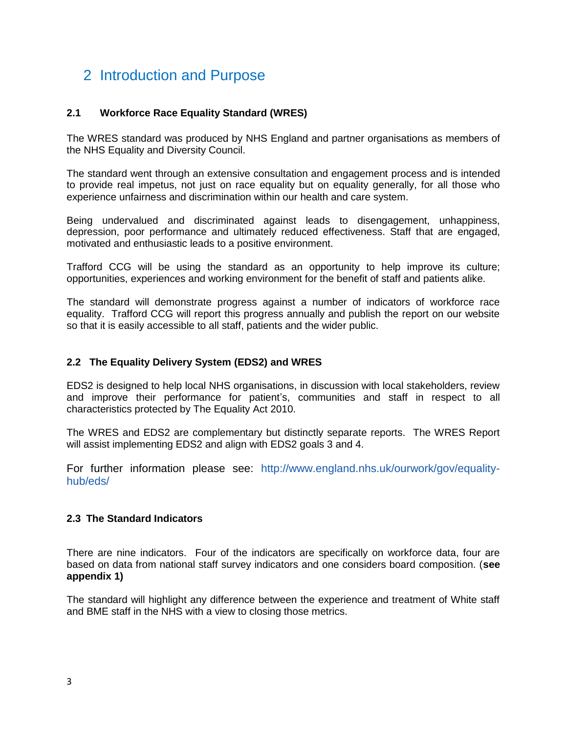# 2 Introduction and Purpose

### 2.1 Workforce Race Equality Standard (WRES)

The WRES standard was produced by NHS England and partner organisations as members of the NHS Equality and Diversity Council.

The standard went through an extensive consultation and engagement process and is intended to provide real impetus, not just on race equality but on equality generally, for all those who experience unfairness and discrimination within our health and care system.

Being undervalued and discriminated against leads to disengagement, unhappiness, depression, poor performance and ultimately reduced effectiveness. Staff that are engaged, motivated and enthusiastic leads to a positive environment.

Trafford CCG will be using the standard as an opportunity to help improve its culture; opportunities, experiences and working environment for the benefit of staff and patients alike.

The standard will demonstrate progress against a number of indicators of workforce race equality. Trafford CCG will report this progress annually and publish the report on our website so that it is easily accessible to all staff, patients and the wider public.

### 2.2 The Equality Delivery System (EDS2) and WRES

EDS2 is designed to help local NHS organisations, in discussion with local stakeholders, review and improve their performance for patient's, communities and staff in respect to all characteristics protected by The Equality Act 2010.

The WRES and EDS2 are complementary but distinctly separate reports. The WRES Report will assist implementing EDS2 and align with EDS2 goals 3 and 4.

For further information please see: http://www.england.nhs.uk/ourwork/gov/equality-hub/eds/

### 2.3 The Standard Indicators

There are nine indicators. Four of the indicators are specifically on workforce data, four are based on data from national staff survey indicators and one considers board composition. (**see appendix 1)**

The standard will highlight any difference between the experience and treatment of White staff and BME staff in the NHS with a view to closing those metrics.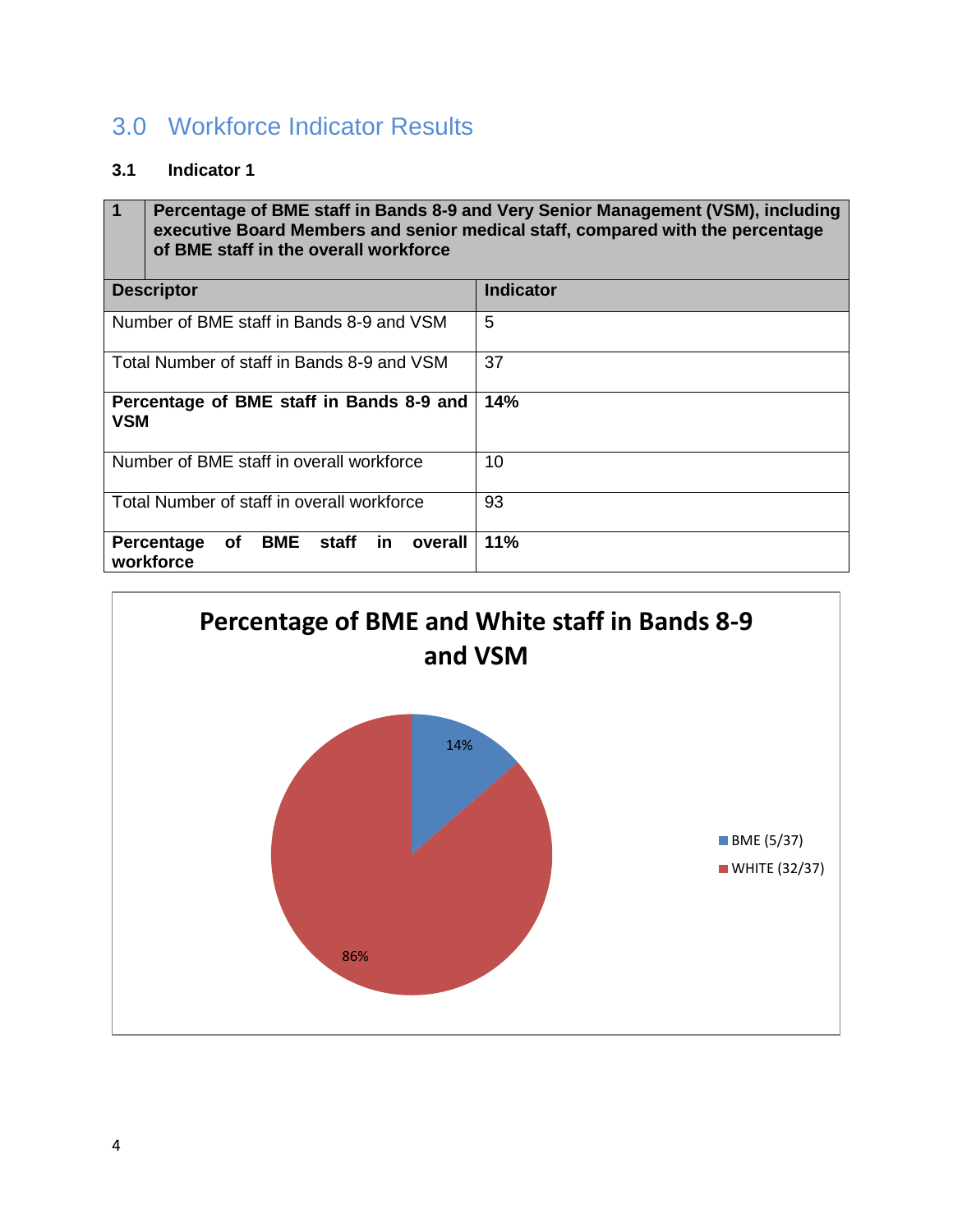# 3.0 Workforce Indicator Results

### 3.1 Indicator 1

| 1 | Percentage of BME staff in Bands 8-9 and Very Senior Management (VSM), including executive Board Members and senior medical staff, compared with the percentage of BME staff in the overall workforce |
|---|---|
| **Descriptor** | **Indicator** |
| Number of BME staff in Bands 8-9 and VSM | 5 |
| Total Number of staff in Bands 8-9 and VSM | 37 |
| **Percentage of BME staff in Bands 8-9 and VSM** | **14%** |
| Number of BME staff in overall workforce | 10 |
| Total Number of staff in overall workforce | 93 |
| **Percentage of BME staff in overall workforce** | **11%** |

**Percentage of BME and White staff in Bands 8-9 and VSM**

- BME (5/37): 14%
- WHITE (32/37): 86%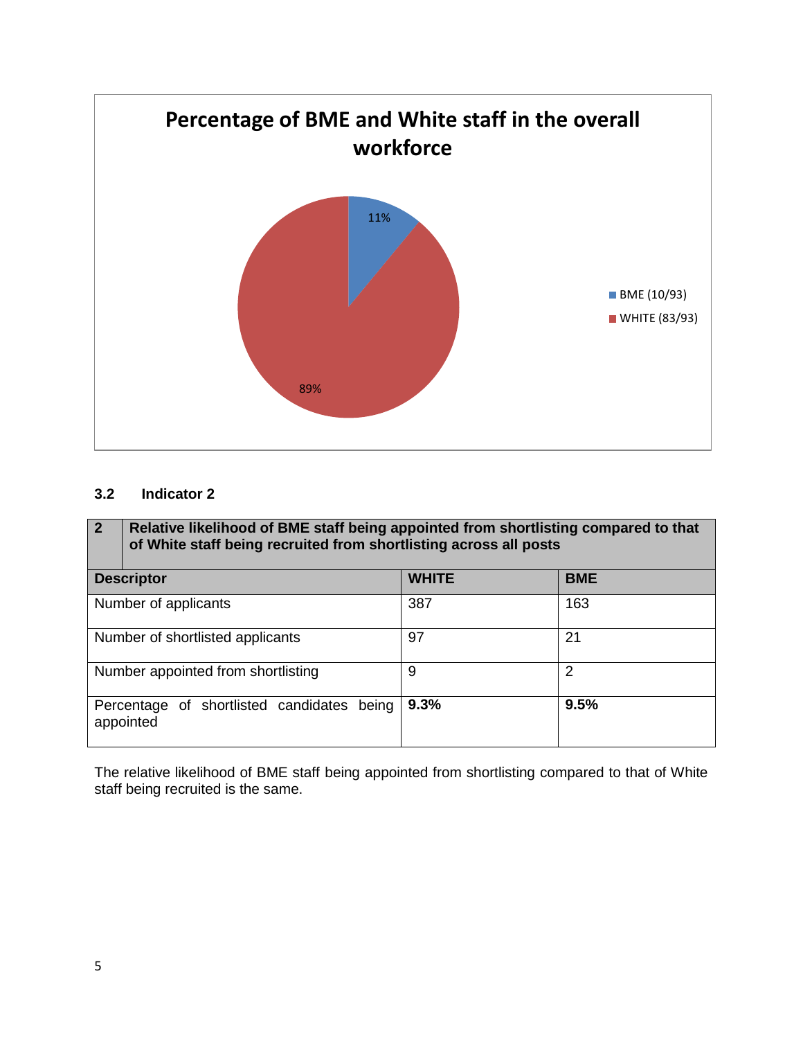## Percentage of BME and White staff in the overall workforce

- BME (10/93): 11%
- WHITE (83/93): 89%

### 3.2 Indicator 2

| 2 | Relative likelihood of BME staff being appointed from shortlisting compared to that of White staff being recruited from shortlisting across all posts | |
|---|---|---|
| **Descriptor** | **WHITE** | **BME** |
| Number of applicants | 387 | 163 |
| Number of shortlisted applicants | 97 | 21 |
| Number appointed from shortlisting | 9 | 2 |
| Percentage of shortlisted candidates being appointed | **9.3%** | **9.5%** |

The relative likelihood of BME staff being appointed from shortlisting compared to that of White staff being recruited is the same.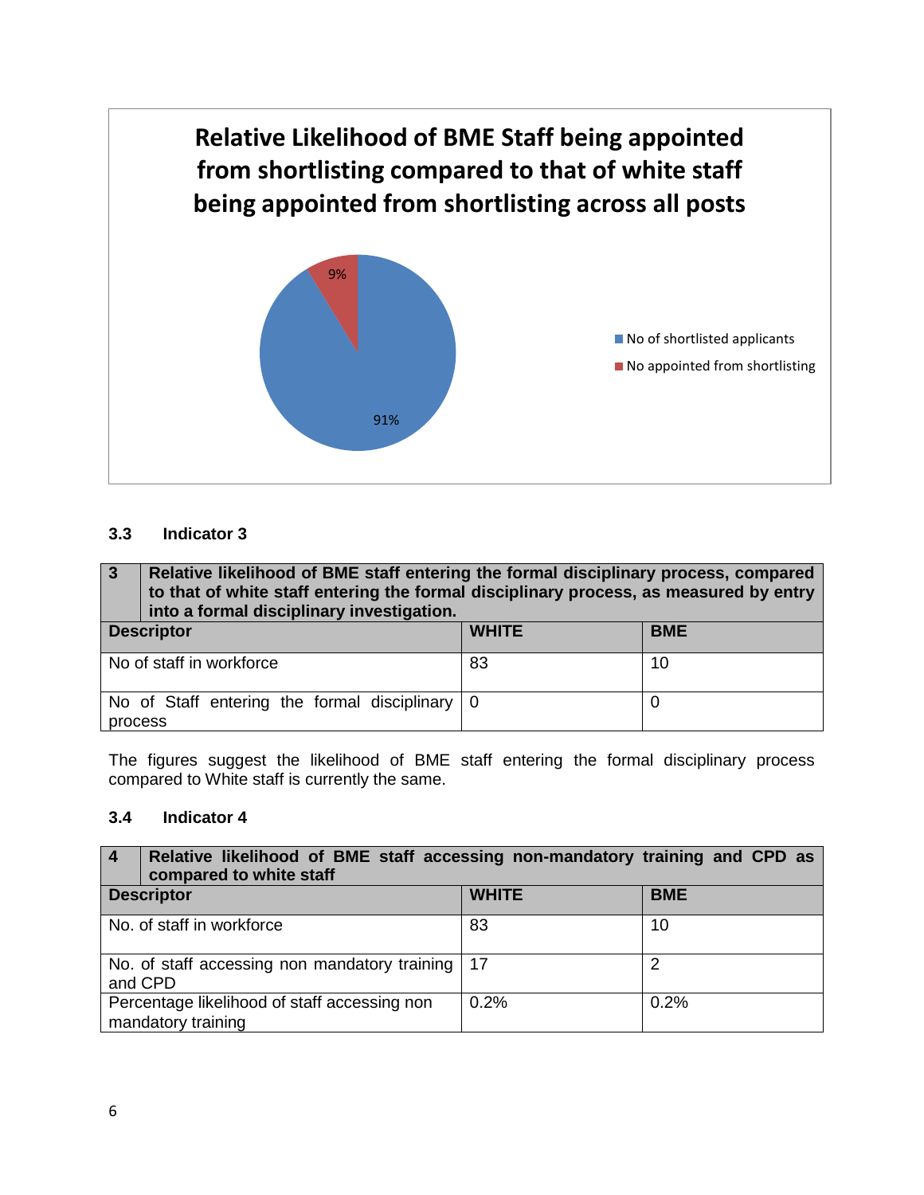**Relative Likelihood of BME Staff being appointed from shortlisting compared to that of white staff being appointed from shortlisting across all posts**

- No of shortlisted applicants: 91%
- No appointed from shortlisting: 9%

### 3.3 Indicator 3

| 3 | Relative likelihood of BME staff entering the formal disciplinary process, compared to that of white staff entering the formal disciplinary process, as measured by entry into a formal disciplinary investigation. | |
|---|---|---|
| **Descriptor** | **WHITE** | **BME** |
| No of staff in workforce | 83 | 10 |
| No of Staff entering the formal disciplinary process | 0 | 0 |

The figures suggest the likelihood of BME staff entering the formal disciplinary process compared to White staff is currently the same.

### 3.4 Indicator 4

| 4 | Relative likelihood of BME staff accessing non-mandatory training and CPD as compared to white staff | |
|---|---|---|
| **Descriptor** | **WHITE** | **BME** |
| No. of staff in workforce | 83 | 10 |
| No. of staff accessing non mandatory training and CPD | 17 | 2 |
| Percentage likelihood of staff accessing non mandatory training | 0.2% | 0.2% |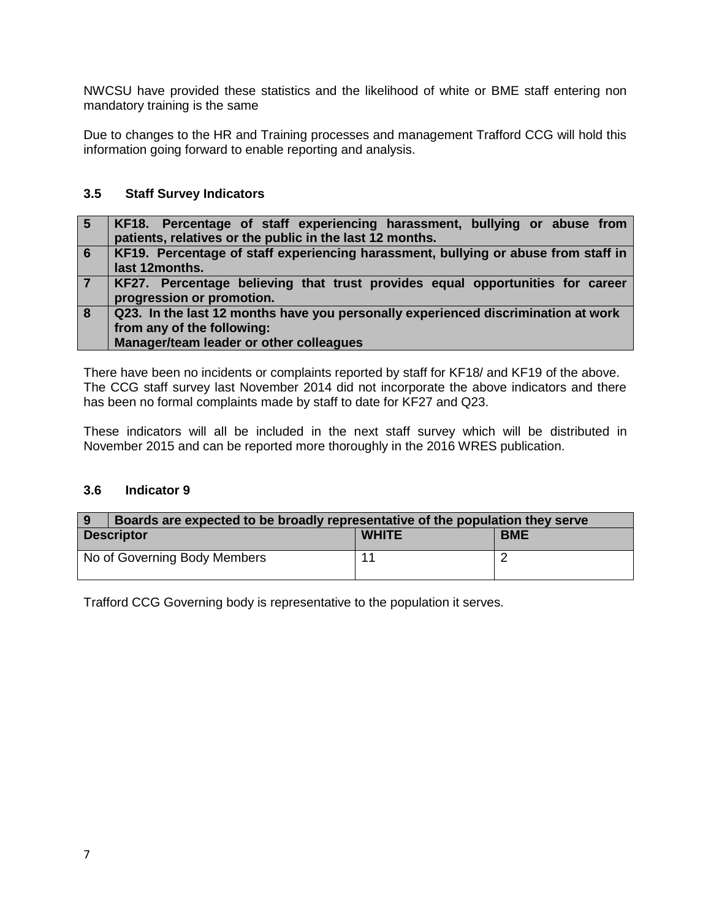NWCSU have provided these statistics and the likelihood of white or BME staff entering non mandatory training is the same

Due to changes to the HR and Training processes and management Trafford CCG will hold this information going forward to enable reporting and analysis.

### 3.5 Staff Survey Indicators

| | |
|---|---|
| **5** | **KF18. Percentage of staff experiencing harassment, bullying or abuse from patients, relatives or the public in the last 12 months.** |
| **6** | **KF19. Percentage of staff experiencing harassment, bullying or abuse from staff in last 12months.** |
| **7** | **KF27. Percentage believing that trust provides equal opportunities for career progression or promotion.** |
| **8** | **Q23. In the last 12 months have you personally experienced discrimination at work from any of the following:<br>Manager/team leader or other colleagues** |

There have been no incidents or complaints reported by staff for KF18/ and KF19 of the above. The CCG staff survey last November 2014 did not incorporate the above indicators and there has been no formal complaints made by staff to date for KF27 and Q23.

These indicators will all be included in the next staff survey which will be distributed in November 2015 and can be reported more thoroughly in the 2016 WRES publication.

### 3.6 Indicator 9

| **9** | **Boards are expected to be broadly representative of the population they serve** | | |
|---|---|---|---|
| **Descriptor** | | **WHITE** | **BME** |
| No of Governing Body Members | | 11 | 2 |

Trafford CCG Governing body is representative to the population it serves.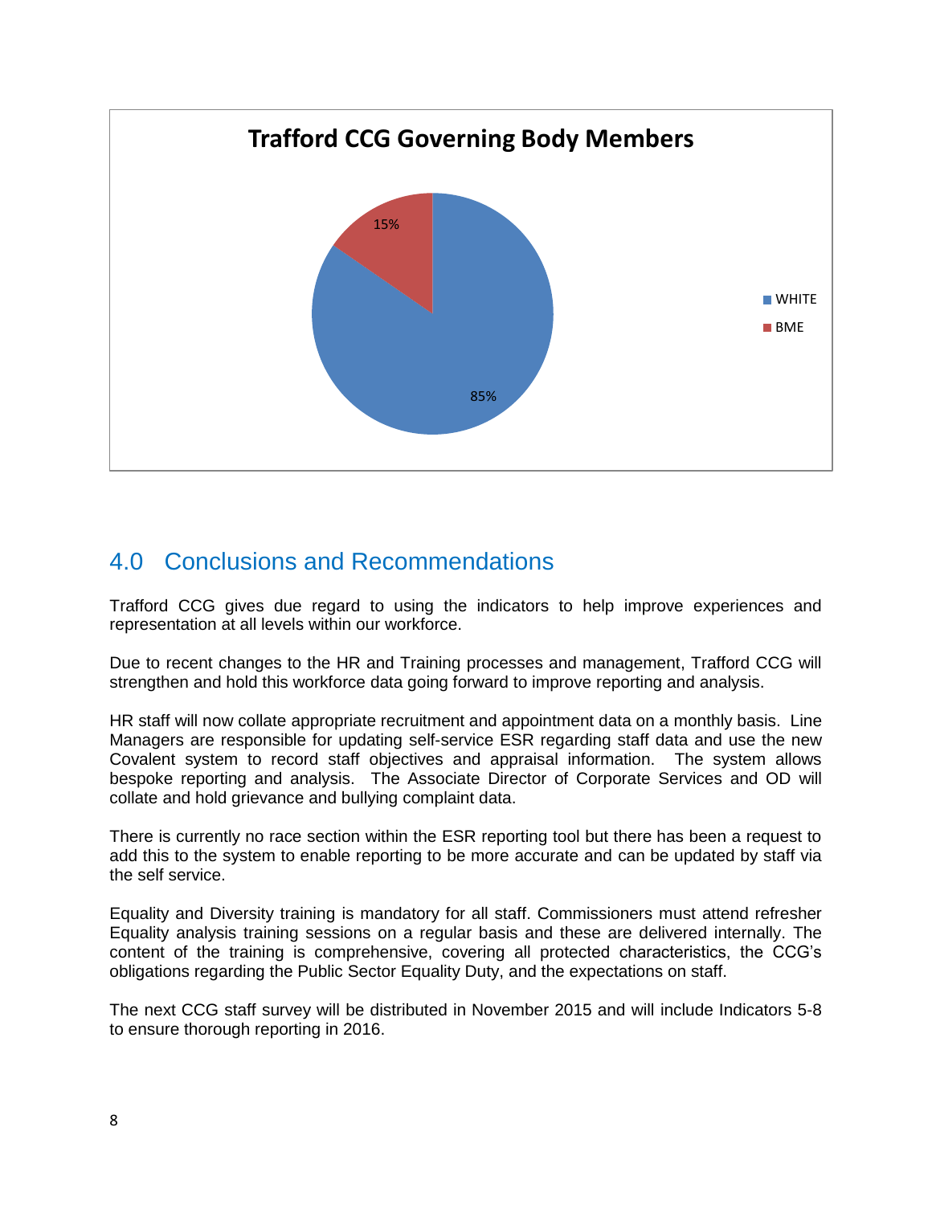**Trafford CCG Governing Body Members**

| | |
|---|---|
| WHITE | 85% |
| BME | 15% |

## 4.0 Conclusions and Recommendations

Trafford CCG gives due regard to using the indicators to help improve experiences and representation at all levels within our workforce.

Due to recent changes to the HR and Training processes and management, Trafford CCG will strengthen and hold this workforce data going forward to improve reporting and analysis.

HR staff will now collate appropriate recruitment and appointment data on a monthly basis. Line Managers are responsible for updating self-service ESR regarding staff data and use the new Covalent system to record staff objectives and appraisal information. The system allows bespoke reporting and analysis. The Associate Director of Corporate Services and OD will collate and hold grievance and bullying complaint data.

There is currently no race section within the ESR reporting tool but there has been a request to add this to the system to enable reporting to be more accurate and can be updated by staff via the self service.

Equality and Diversity training is mandatory for all staff. Commissioners must attend refresher Equality analysis training sessions on a regular basis and these are delivered internally. The content of the training is comprehensive, covering all protected characteristics, the CCG's obligations regarding the Public Sector Equality Duty, and the expectations on staff.

The next CCG staff survey will be distributed in November 2015 and will include Indicators 5-8 to ensure thorough reporting in 2016.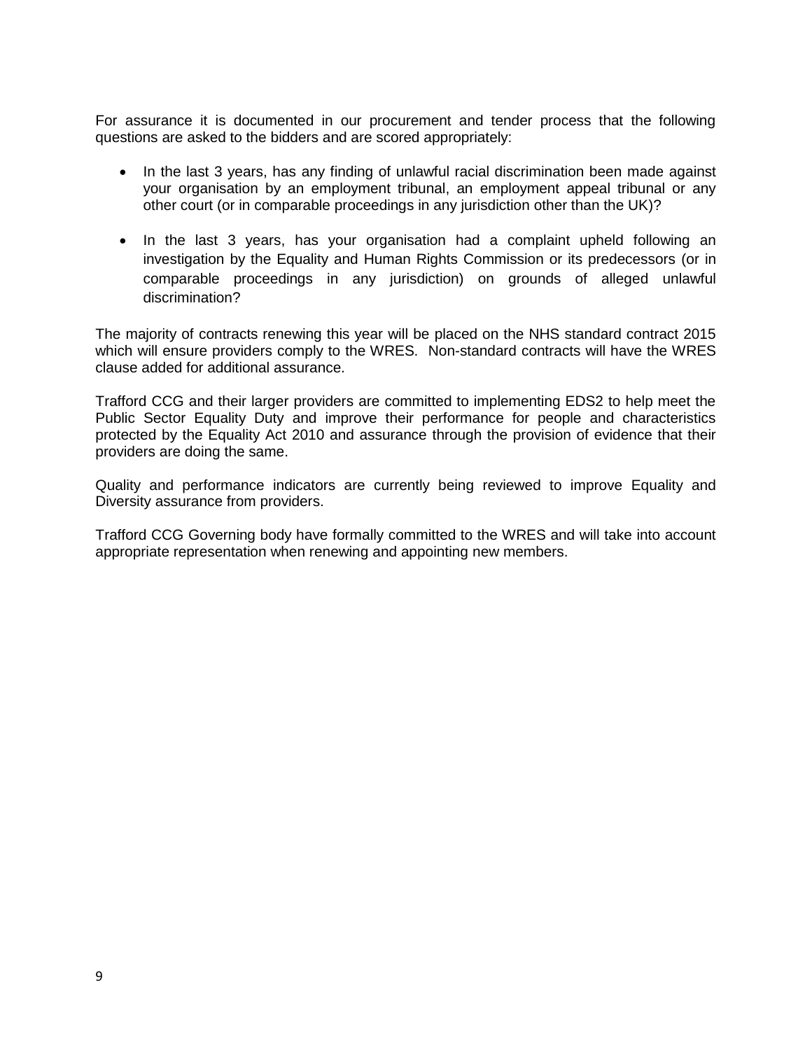For assurance it is documented in our procurement and tender process that the following questions are asked to the bidders and are scored appropriately:

- In the last 3 years, has any finding of unlawful racial discrimination been made against your organisation by an employment tribunal, an employment appeal tribunal or any other court (or in comparable proceedings in any jurisdiction other than the UK)?
- In the last 3 years, has your organisation had a complaint upheld following an investigation by the Equality and Human Rights Commission or its predecessors (or in comparable proceedings in any jurisdiction) on grounds of alleged unlawful discrimination?

The majority of contracts renewing this year will be placed on the NHS standard contract 2015 which will ensure providers comply to the WRES. Non-standard contracts will have the WRES clause added for additional assurance.

Trafford CCG and their larger providers are committed to implementing EDS2 to help meet the Public Sector Equality Duty and improve their performance for people and characteristics protected by the Equality Act 2010 and assurance through the provision of evidence that their providers are doing the same.

Quality and performance indicators are currently being reviewed to improve Equality and Diversity assurance from providers.

Trafford CCG Governing body have formally committed to the WRES and will take into account appropriate representation when renewing and appointing new members.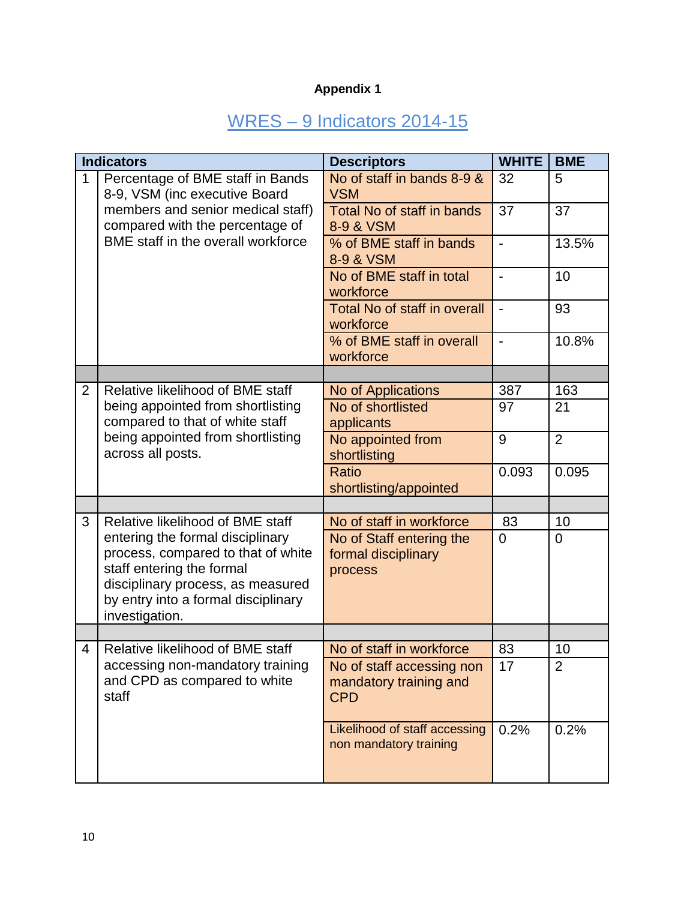**Appendix 1**

## WRES – 9 Indicators 2014-15

| Indicators | | Descriptors | WHITE | BME |
|---|---|---|---|---|
| 1 | Percentage of BME staff in Bands 8-9, VSM (inc executive Board members and senior medical staff) compared with the percentage of BME staff in the overall workforce | No of staff in bands 8-9 & VSM | 32 | 5 |
| | | Total No of staff in bands 8-9 & VSM | 37 | 37 |
| | | % of BME staff in bands 8-9 & VSM | - | 13.5% |
| | | No of BME staff in total workforce | - | 10 |
| | | Total No of staff in overall workforce | - | 93 |
| | | % of BME staff in overall workforce | - | 10.8% |
| | | | | |
| 2 | Relative likelihood of BME staff being appointed from shortlisting compared to that of white staff being appointed from shortlisting across all posts. | No of Applications | 387 | 163 |
| | | No of shortlisted applicants | 97 | 21 |
| | | No appointed from shortlisting | 9 | 2 |
| | | Ratio shortlisting/appointed | 0.093 | 0.095 |
| | | | | |
| 3 | Relative likelihood of BME staff entering the formal disciplinary process, compared to that of white staff entering the formal disciplinary process, as measured by entry into a formal disciplinary investigation. | No of staff in workforce | 83 | 10 |
| | | No of Staff entering the formal disciplinary process | 0 | 0 |
| | | | | |
| 4 | Relative likelihood of BME staff accessing non-mandatory training and CPD as compared to white staff | No of staff in workforce | 83 | 10 |
| | | No of staff accessing non mandatory training and CPD | 17 | 2 |
| | | Likelihood of staff accessing non mandatory training | 0.2% | 0.2% |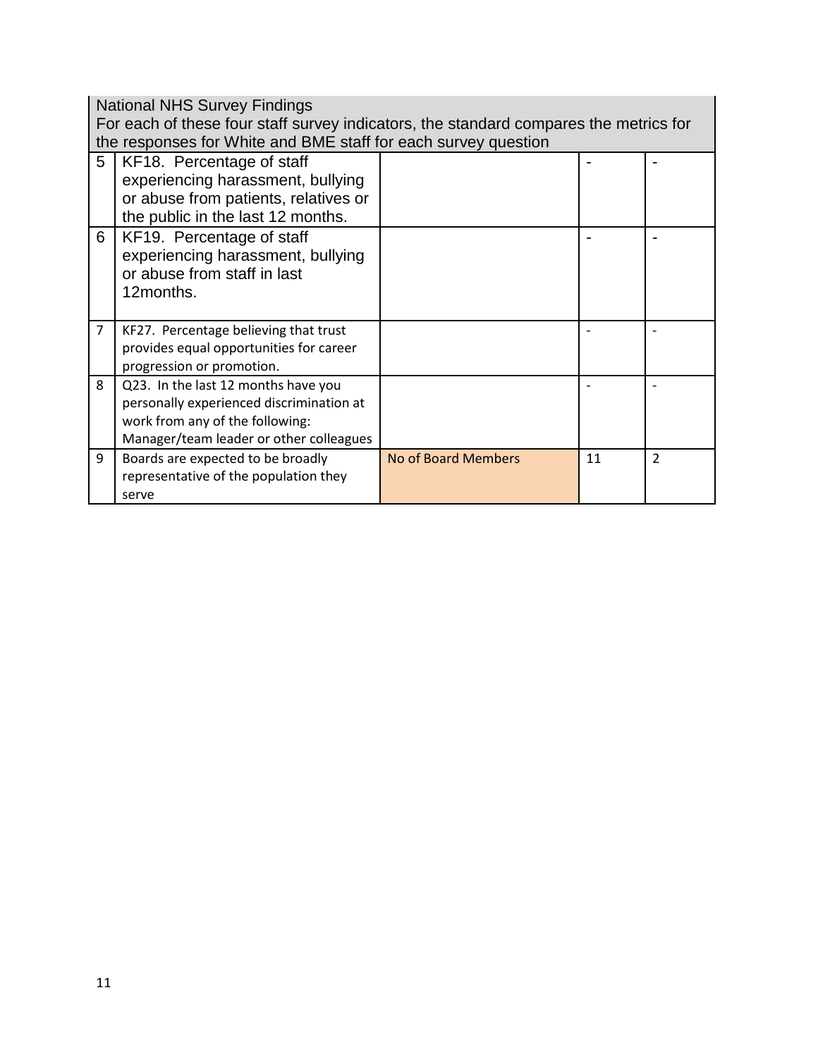| National NHS Survey Findings<br>For each of these four staff survey indicators, the standard compares the metrics for the responses for White and BME staff for each survey question | | | | |
|---|---|---|---|---|
| 5 | KF18. Percentage of staff experiencing harassment, bullying or abuse from patients, relatives or the public in the last 12 months. | | - | - |
| 6 | KF19. Percentage of staff experiencing harassment, bullying or abuse from staff in last 12months. | | - | - |
| 7 | KF27. Percentage believing that trust provides equal opportunities for career progression or promotion. | | - | - |
| 8 | Q23. In the last 12 months have you personally experienced discrimination at work from any of the following: Manager/team leader or other colleagues | | - | - |
| 9 | Boards are expected to be broadly representative of the population they serve | No of Board Members | 11 | 2 |